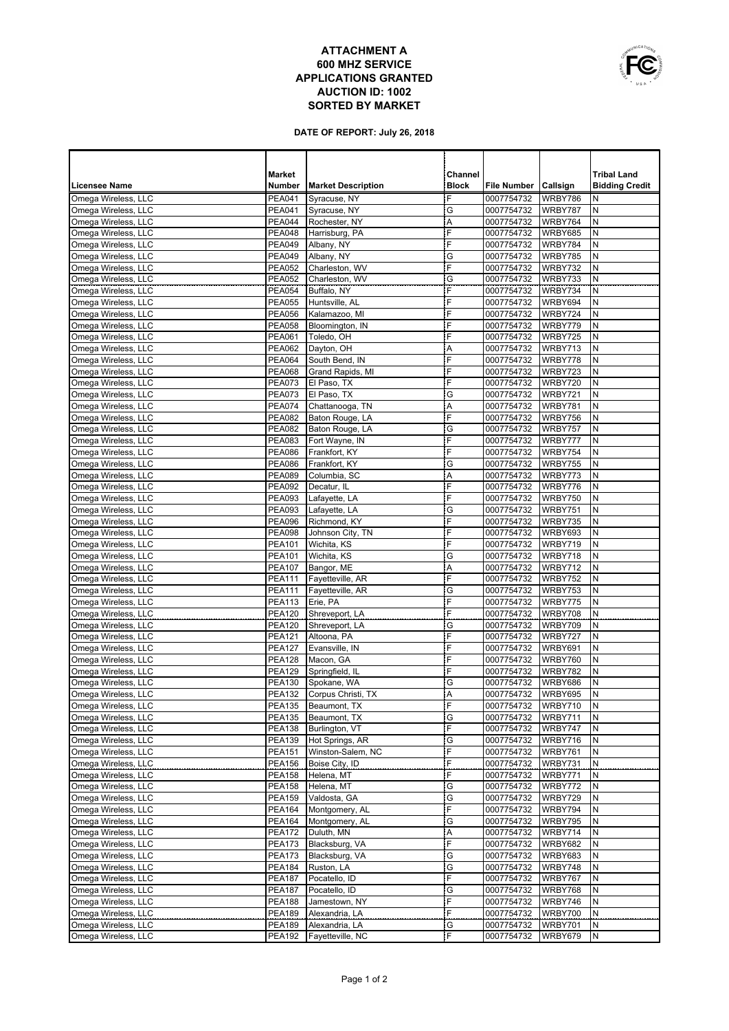# ATTACHMENT A
# 600 MHZ SERVICE
# APPLICATIONS GRANTED
# AUCTION ID: 1002
# SORTED BY MARKET

**DATE OF REPORT: July 26, 2018**

| Licensee Name | Market Number | Market Description | Channel Block | File Number | Callsign | Tribal Land Bidding Credit |
|---|---|---|---|---|---|---|
| Omega Wireless, LLC | PEA041 | Syracuse, NY | F | 0007754732 | WRBY786 | N |
| Omega Wireless, LLC | PEA041 | Syracuse, NY | G | 0007754732 | WRBY787 | N |
| Omega Wireless, LLC | PEA044 | Rochester, NY | A | 0007754732 | WRBY764 | N |
| Omega Wireless, LLC | PEA048 | Harrisburg, PA | F | 0007754732 | WRBY685 | N |
| Omega Wireless, LLC | PEA049 | Albany, NY | F | 0007754732 | WRBY784 | N |
| Omega Wireless, LLC | PEA049 | Albany, NY | G | 0007754732 | WRBY785 | N |
| Omega Wireless, LLC | PEA052 | Charleston, WV | F | 0007754732 | WRBY732 | N |
| Omega Wireless, LLC | PEA052 | Charleston, WV | G | 0007754732 | WRBY733 | N |
| Omega Wireless, LLC | PEA054 | Buffalo, NY | F | 0007754732 | WRBY734 | N |
| Omega Wireless, LLC | PEA055 | Huntsville, AL | F | 0007754732 | WRBY694 | N |
| Omega Wireless, LLC | PEA056 | Kalamazoo, MI | F | 0007754732 | WRBY724 | N |
| Omega Wireless, LLC | PEA058 | Bloomington, IN | F | 0007754732 | WRBY779 | N |
| Omega Wireless, LLC | PEA061 | Toledo, OH | F | 0007754732 | WRBY725 | N |
| Omega Wireless, LLC | PEA062 | Dayton, OH | A | 0007754732 | WRBY713 | N |
| Omega Wireless, LLC | PEA064 | South Bend, IN | F | 0007754732 | WRBY778 | N |
| Omega Wireless, LLC | PEA068 | Grand Rapids, MI | F | 0007754732 | WRBY723 | N |
| Omega Wireless, LLC | PEA073 | El Paso, TX | F | 0007754732 | WRBY720 | N |
| Omega Wireless, LLC | PEA073 | El Paso, TX | G | 0007754732 | WRBY721 | N |
| Omega Wireless, LLC | PEA074 | Chattanooga, TN | A | 0007754732 | WRBY781 | N |
| Omega Wireless, LLC | PEA082 | Baton Rouge, LA | F | 0007754732 | WRBY756 | N |
| Omega Wireless, LLC | PEA082 | Baton Rouge, LA | G | 0007754732 | WRBY757 | N |
| Omega Wireless, LLC | PEA083 | Fort Wayne, IN | F | 0007754732 | WRBY777 | N |
| Omega Wireless, LLC | PEA086 | Frankfort, KY | F | 0007754732 | WRBY754 | N |
| Omega Wireless, LLC | PEA086 | Frankfort, KY | G | 0007754732 | WRBY755 | N |
| Omega Wireless, LLC | PEA089 | Columbia, SC | A | 0007754732 | WRBY773 | N |
| Omega Wireless, LLC | PEA092 | Decatur, IL | F | 0007754732 | WRBY776 | N |
| Omega Wireless, LLC | PEA093 | Lafayette, LA | F | 0007754732 | WRBY750 | N |
| Omega Wireless, LLC | PEA093 | Lafayette, LA | G | 0007754732 | WRBY751 | N |
| Omega Wireless, LLC | PEA096 | Richmond, KY | F | 0007754732 | WRBY735 | N |
| Omega Wireless, LLC | PEA098 | Johnson City, TN | F | 0007754732 | WRBY693 | N |
| Omega Wireless, LLC | PEA101 | Wichita, KS | F | 0007754732 | WRBY719 | N |
| Omega Wireless, LLC | PEA101 | Wichita, KS | G | 0007754732 | WRBY718 | N |
| Omega Wireless, LLC | PEA107 | Bangor, ME | A | 0007754732 | WRBY712 | N |
| Omega Wireless, LLC | PEA111 | Fayetteville, AR | F | 0007754732 | WRBY752 | N |
| Omega Wireless, LLC | PEA111 | Fayetteville, AR | G | 0007754732 | WRBY753 | N |
| Omega Wireless, LLC | PEA113 | Erie, PA | F | 0007754732 | WRBY775 | N |
| Omega Wireless, LLC | PEA120 | Shreveport, LA | F | 0007754732 | WRBY708 | N |
| Omega Wireless, LLC | PEA120 | Shreveport, LA | G | 0007754732 | WRBY709 | N |
| Omega Wireless, LLC | PEA121 | Altoona, PA | F | 0007754732 | WRBY727 | N |
| Omega Wireless, LLC | PEA127 | Evansville, IN | F | 0007754732 | WRBY691 | N |
| Omega Wireless, LLC | PEA128 | Macon, GA | F | 0007754732 | WRBY760 | N |
| Omega Wireless, LLC | PEA129 | Springfield, IL | F | 0007754732 | WRBY782 | N |
| Omega Wireless, LLC | PEA130 | Spokane, WA | G | 0007754732 | WRBY686 | N |
| Omega Wireless, LLC | PEA132 | Corpus Christi, TX | A | 0007754732 | WRBY695 | N |
| Omega Wireless, LLC | PEA135 | Beaumont, TX | F | 0007754732 | WRBY710 | N |
| Omega Wireless, LLC | PEA135 | Beaumont, TX | G | 0007754732 | WRBY711 | N |
| Omega Wireless, LLC | PEA138 | Burlington, VT | F | 0007754732 | WRBY747 | N |
| Omega Wireless, LLC | PEA139 | Hot Springs, AR | G | 0007754732 | WRBY716 | N |
| Omega Wireless, LLC | PEA151 | Winston-Salem, NC | F | 0007754732 | WRBY761 | N |
| Omega Wireless, LLC | PEA156 | Boise City, ID | F | 0007754732 | WRBY731 | N |
| Omega Wireless, LLC | PEA158 | Helena, MT | F | 0007754732 | WRBY771 | N |
| Omega Wireless, LLC | PEA158 | Helena, MT | G | 0007754732 | WRBY772 | N |
| Omega Wireless, LLC | PEA159 | Valdosta, GA | G | 0007754732 | WRBY729 | N |
| Omega Wireless, LLC | PEA164 | Montgomery, AL | F | 0007754732 | WRBY794 | N |
| Omega Wireless, LLC | PEA164 | Montgomery, AL | G | 0007754732 | WRBY795 | N |
| Omega Wireless, LLC | PEA172 | Duluth, MN | A | 0007754732 | WRBY714 | N |
| Omega Wireless, LLC | PEA173 | Blacksburg, VA | F | 0007754732 | WRBY682 | N |
| Omega Wireless, LLC | PEA173 | Blacksburg, VA | G | 0007754732 | WRBY683 | N |
| Omega Wireless, LLC | PEA184 | Ruston, LA | G | 0007754732 | WRBY748 | N |
| Omega Wireless, LLC | PEA187 | Pocatello, ID | F | 0007754732 | WRBY767 | N |
| Omega Wireless, LLC | PEA187 | Pocatello, ID | G | 0007754732 | WRBY768 | N |
| Omega Wireless, LLC | PEA188 | Jamestown, NY | F | 0007754732 | WRBY746 | N |
| Omega Wireless, LLC | PEA189 | Alexandria, LA | F | 0007754732 | WRBY700 | N |
| Omega Wireless, LLC | PEA189 | Alexandria, LA | G | 0007754732 | WRBY701 | N |
| Omega Wireless, LLC | PEA192 | Fayetteville, NC | F | 0007754732 | WRBY679 | N |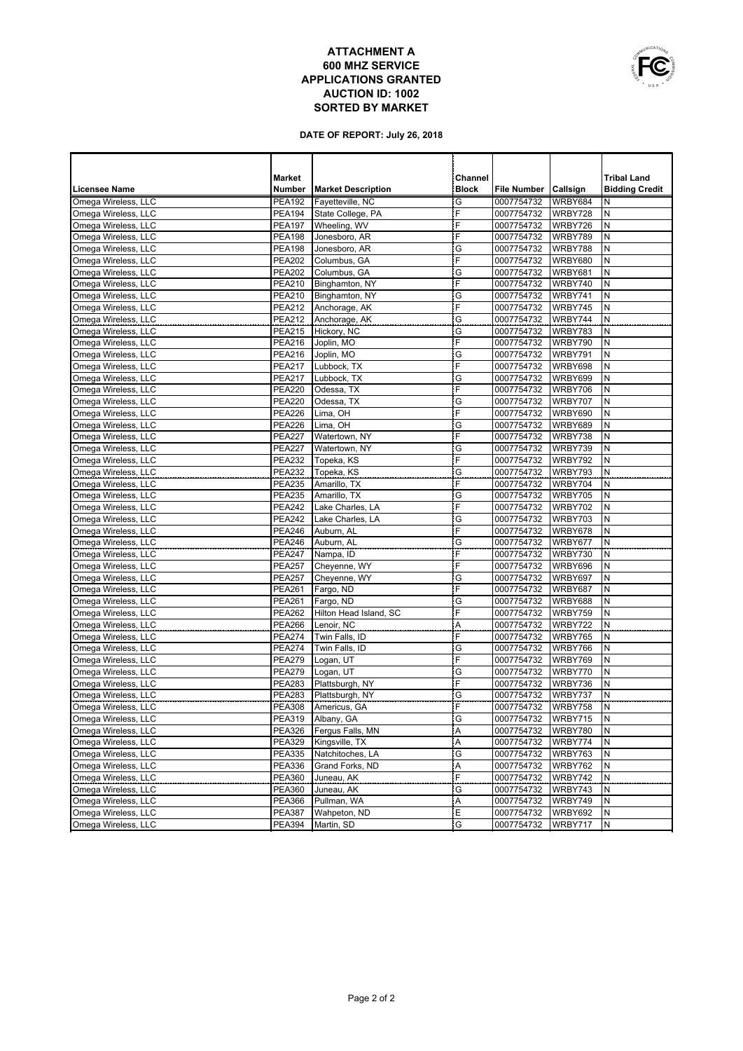# ATTACHMENT A
# 600 MHZ SERVICE
# APPLICATIONS GRANTED
# AUCTION ID: 1002
# SORTED BY MARKET

**DATE OF REPORT: July 26, 2018**

| Licensee Name | Market Number | Market Description | Channel Block | File Number | Callsign | Tribal Land Bidding Credit |
|---|---|---|---|---|---|---|
| Omega Wireless, LLC | PEA192 | Fayetteville, NC | G | 0007754732 | WRBY684 | N |
| Omega Wireless, LLC | PEA194 | State College, PA | F | 0007754732 | WRBY728 | N |
| Omega Wireless, LLC | PEA197 | Wheeling, WV | F | 0007754732 | WRBY726 | N |
| Omega Wireless, LLC | PEA198 | Jonesboro, AR | F | 0007754732 | WRBY789 | N |
| Omega Wireless, LLC | PEA198 | Jonesboro, AR | G | 0007754732 | WRBY788 | N |
| Omega Wireless, LLC | PEA202 | Columbus, GA | F | 0007754732 | WRBY680 | N |
| Omega Wireless, LLC | PEA202 | Columbus, GA | G | 0007754732 | WRBY681 | N |
| Omega Wireless, LLC | PEA210 | Binghamton, NY | F | 0007754732 | WRBY740 | N |
| Omega Wireless, LLC | PEA210 | Binghamton, NY | G | 0007754732 | WRBY741 | N |
| Omega Wireless, LLC | PEA212 | Anchorage, AK | F | 0007754732 | WRBY745 | N |
| Omega Wireless, LLC | PEA212 | Anchorage, AK | G | 0007754732 | WRBY744 | N |
| Omega Wireless, LLC | PEA215 | Hickory, NC | G | 0007754732 | WRBY783 | N |
| Omega Wireless, LLC | PEA216 | Joplin, MO | F | 0007754732 | WRBY790 | N |
| Omega Wireless, LLC | PEA216 | Joplin, MO | G | 0007754732 | WRBY791 | N |
| Omega Wireless, LLC | PEA217 | Lubbock, TX | F | 0007754732 | WRBY698 | N |
| Omega Wireless, LLC | PEA217 | Lubbock, TX | G | 0007754732 | WRBY699 | N |
| Omega Wireless, LLC | PEA220 | Odessa, TX | F | 0007754732 | WRBY706 | N |
| Omega Wireless, LLC | PEA220 | Odessa, TX | G | 0007754732 | WRBY707 | N |
| Omega Wireless, LLC | PEA226 | Lima, OH | F | 0007754732 | WRBY690 | N |
| Omega Wireless, LLC | PEA226 | Lima, OH | G | 0007754732 | WRBY689 | N |
| Omega Wireless, LLC | PEA227 | Watertown, NY | F | 0007754732 | WRBY738 | N |
| Omega Wireless, LLC | PEA227 | Watertown, NY | G | 0007754732 | WRBY739 | N |
| Omega Wireless, LLC | PEA232 | Topeka, KS | F | 0007754732 | WRBY792 | N |
| Omega Wireless, LLC | PEA232 | Topeka, KS | G | 0007754732 | WRBY793 | N |
| Omega Wireless, LLC | PEA235 | Amarillo, TX | F | 0007754732 | WRBY704 | N |
| Omega Wireless, LLC | PEA235 | Amarillo, TX | G | 0007754732 | WRBY705 | N |
| Omega Wireless, LLC | PEA242 | Lake Charles, LA | F | 0007754732 | WRBY702 | N |
| Omega Wireless, LLC | PEA242 | Lake Charles, LA | G | 0007754732 | WRBY703 | N |
| Omega Wireless, LLC | PEA246 | Auburn, AL | F | 0007754732 | WRBY678 | N |
| Omega Wireless, LLC | PEA246 | Auburn, AL | G | 0007754732 | WRBY677 | N |
| Omega Wireless, LLC | PEA247 | Nampa, ID | F | 0007754732 | WRBY730 | N |
| Omega Wireless, LLC | PEA257 | Cheyenne, WY | F | 0007754732 | WRBY696 | N |
| Omega Wireless, LLC | PEA257 | Cheyenne, WY | G | 0007754732 | WRBY697 | N |
| Omega Wireless, LLC | PEA261 | Fargo, ND | F | 0007754732 | WRBY687 | N |
| Omega Wireless, LLC | PEA261 | Fargo, ND | G | 0007754732 | WRBY688 | N |
| Omega Wireless, LLC | PEA262 | Hilton Head Island, SC | F | 0007754732 | WRBY759 | N |
| Omega Wireless, LLC | PEA266 | Lenoir, NC | A | 0007754732 | WRBY722 | N |
| Omega Wireless, LLC | PEA274 | Twin Falls, ID | F | 0007754732 | WRBY765 | N |
| Omega Wireless, LLC | PEA274 | Twin Falls, ID | G | 0007754732 | WRBY766 | N |
| Omega Wireless, LLC | PEA279 | Logan, UT | F | 0007754732 | WRBY769 | N |
| Omega Wireless, LLC | PEA279 | Logan, UT | G | 0007754732 | WRBY770 | N |
| Omega Wireless, LLC | PEA283 | Plattsburgh, NY | F | 0007754732 | WRBY736 | N |
| Omega Wireless, LLC | PEA283 | Plattsburgh, NY | G | 0007754732 | WRBY737 | N |
| Omega Wireless, LLC | PEA308 | Americus, GA | F | 0007754732 | WRBY758 | N |
| Omega Wireless, LLC | PEA319 | Albany, GA | G | 0007754732 | WRBY715 | N |
| Omega Wireless, LLC | PEA326 | Fergus Falls, MN | A | 0007754732 | WRBY780 | N |
| Omega Wireless, LLC | PEA329 | Kingsville, TX | A | 0007754732 | WRBY774 | N |
| Omega Wireless, LLC | PEA335 | Natchitoches, LA | G | 0007754732 | WRBY763 | N |
| Omega Wireless, LLC | PEA336 | Grand Forks, ND | A | 0007754732 | WRBY762 | N |
| Omega Wireless, LLC | PEA360 | Juneau, AK | F | 0007754732 | WRBY742 | N |
| Omega Wireless, LLC | PEA360 | Juneau, AK | G | 0007754732 | WRBY743 | N |
| Omega Wireless, LLC | PEA366 | Pullman, WA | A | 0007754732 | WRBY749 | N |
| Omega Wireless, LLC | PEA387 | Wahpeton, ND | E | 0007754732 | WRBY692 | N |
| Omega Wireless, LLC | PEA394 | Martin, SD | G | 0007754732 | WRBY717 | N |